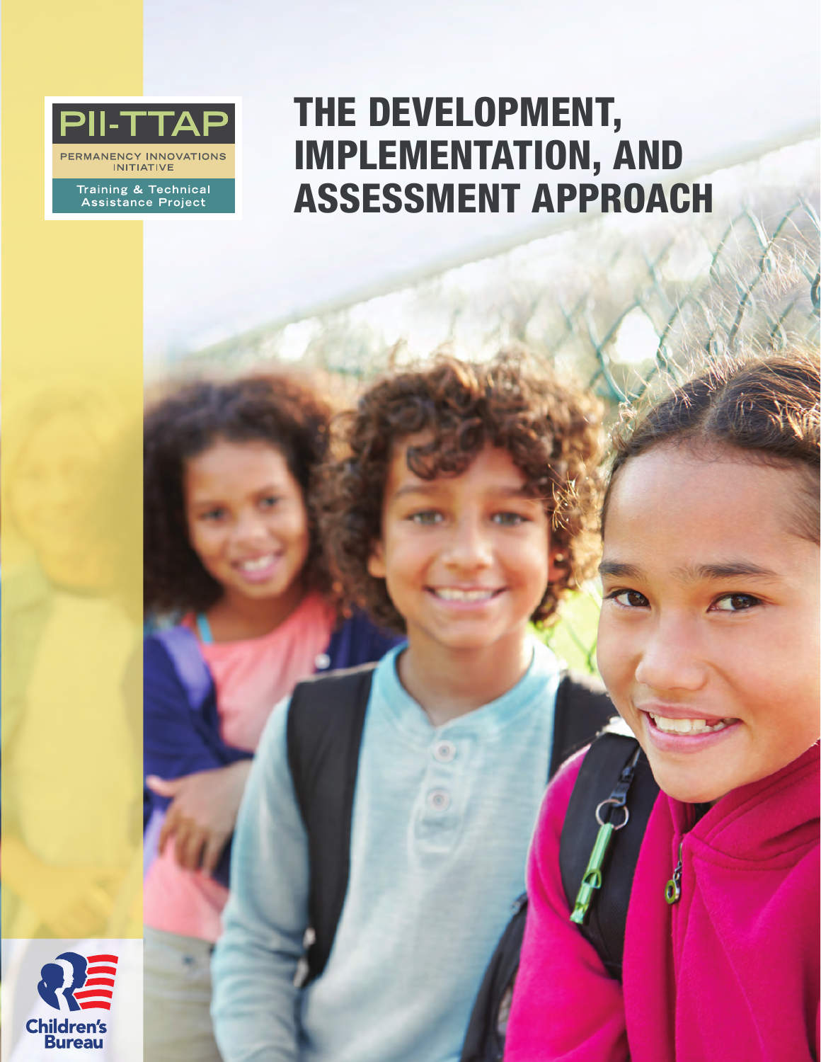PII-TTAP

PERMANENCY INNOVATIONS INITIATIVE

Training & Technical Assistance Project

# THE DEVELOPMENT, IMPLEMENTATION, AND ASSESSMENT APPROACH

Children's Bureau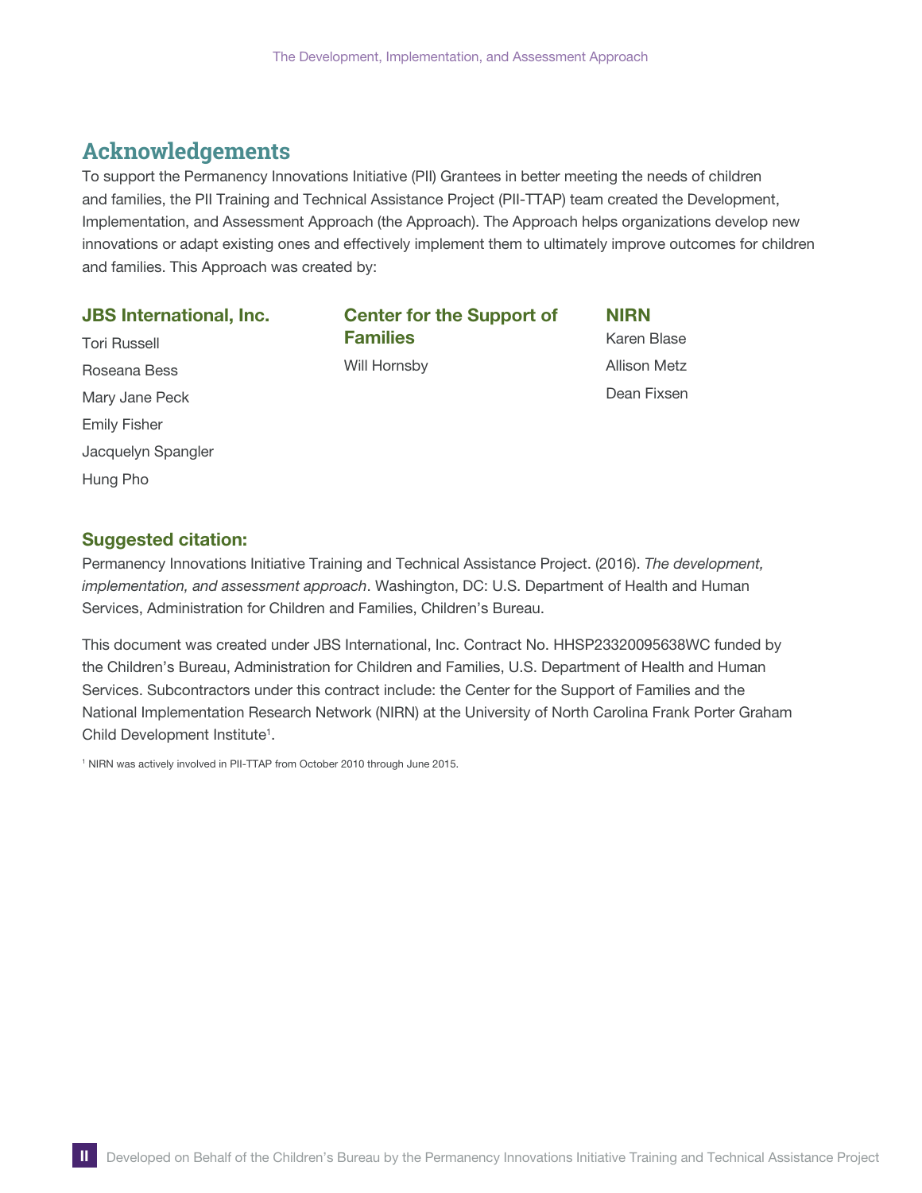## Acknowledgements

To support the Permanency Innovations Initiative (PII) Grantees in better meeting the needs of children and families, the PII Training and Technical Assistance Project (PII-TTAP) team created the Development, Implementation, and Assessment Approach (the Approach). The Approach helps organizations develop new innovations or adapt existing ones and effectively implement them to ultimately improve outcomes for children and families. This Approach was created by:

### JBS International, Inc.

Tori Russell

Roseana Bess

Mary Jane Peck

Emily Fisher

Jacquelyn Spangler

Hung Pho

### Center for the Support of Families

Will Hornsby

### NIRN

Karen Blase

Allison Metz

Dean Fixsen

### Suggested citation:

Permanency Innovations Initiative Training and Technical Assistance Project. (2016). *The development, implementation, and assessment approach*. Washington, DC: U.S. Department of Health and Human Services, Administration for Children and Families, Children's Bureau.

This document was created under JBS International, Inc. Contract No. HHSP23320095638WC funded by the Children's Bureau, Administration for Children and Families, U.S. Department of Health and Human Services. Subcontractors under this contract include: the Center for the Support of Families and the National Implementation Research Network (NIRN) at the University of North Carolina Frank Porter Graham Child Development Institute[1].

[1] NIRN was actively involved in PII-TTAP from October 2010 through June 2015.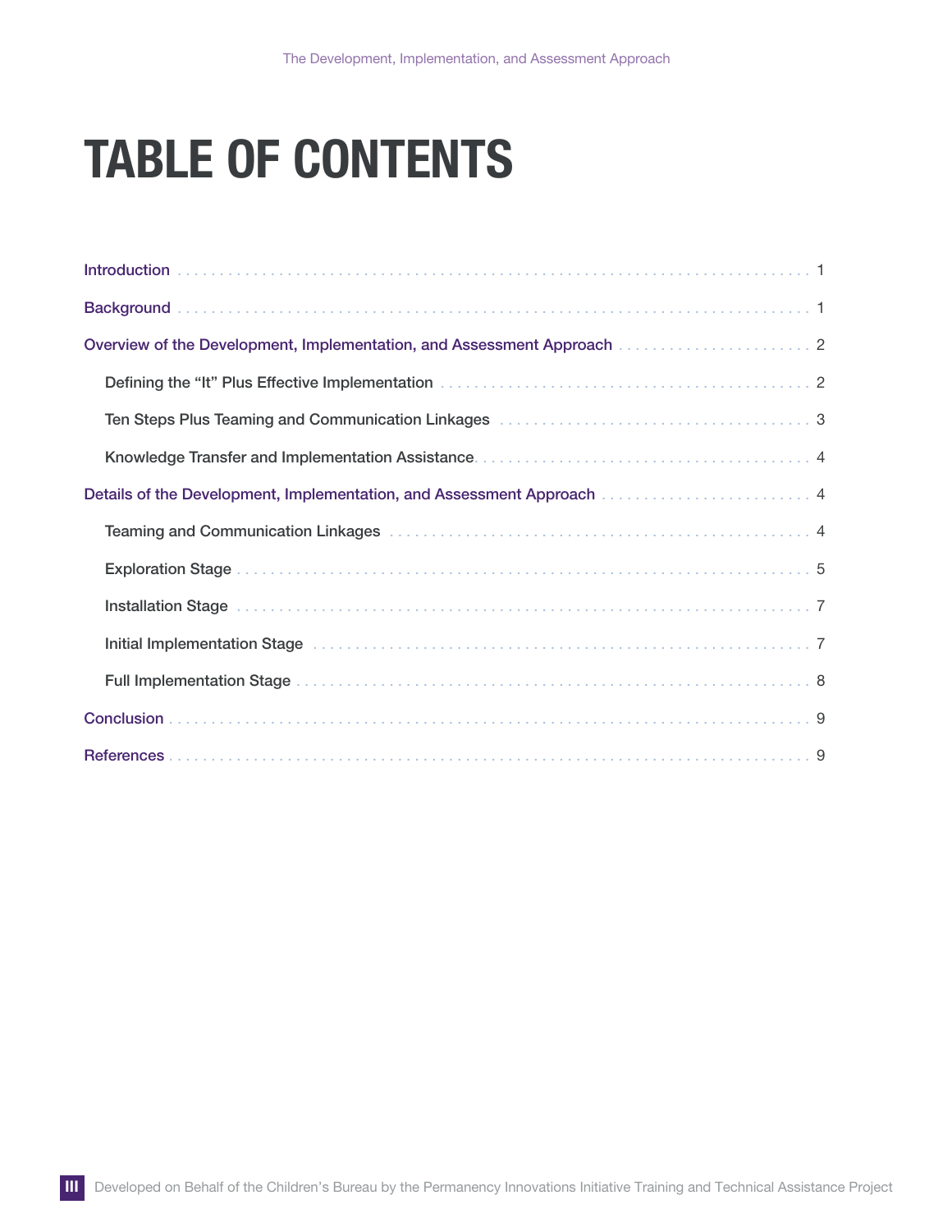# TABLE OF CONTENTS

- Introduction . . . . . . . . . . 1
- Background . . . . . . . . . . 1
- Overview of the Development, Implementation, and Assessment Approach . . . . . . . . . . 2
  - Defining the "It" Plus Effective Implementation . . . . . . . . . . 2
  - Ten Steps Plus Teaming and Communication Linkages . . . . . . . . . . 3
  - Knowledge Transfer and Implementation Assistance . . . . . . . . . . 4
- Details of the Development, Implementation, and Assessment Approach . . . . . . . . . . 4
  - Teaming and Communication Linkages . . . . . . . . . . 4
  - Exploration Stage . . . . . . . . . . 5
  - Installation Stage . . . . . . . . . . 7
  - Initial Implementation Stage . . . . . . . . . . 7
  - Full Implementation Stage . . . . . . . . . . 8
- Conclusion . . . . . . . . . . 9
- References . . . . . . . . . . 9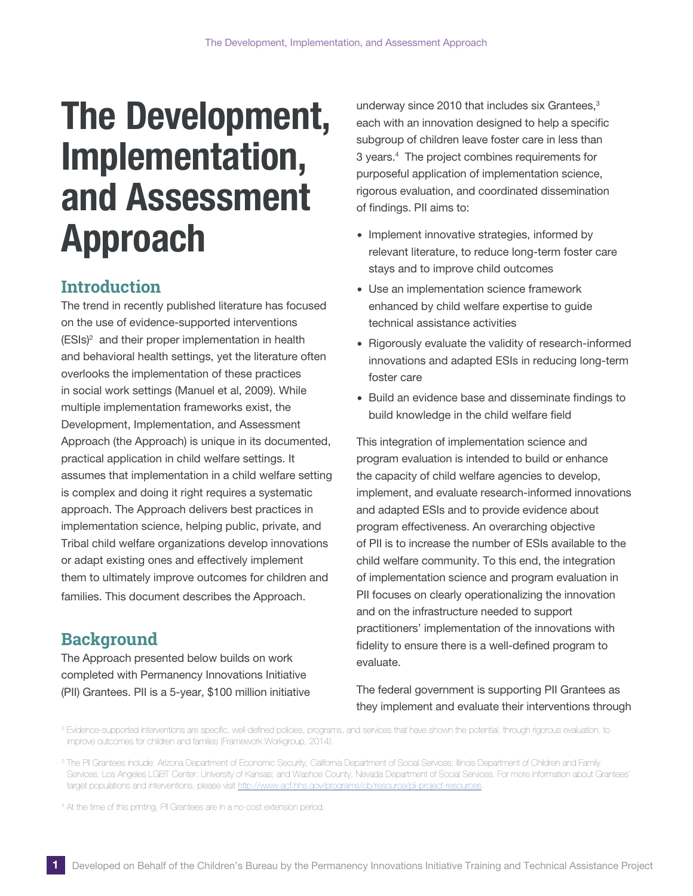// The Development, Implementation, and Assessment Approach

## Introduction

The trend in recently published literature has focused on the use of evidence-supported interventions (ESIs)[2] and their proper implementation in health and behavioral health settings, yet the literature often overlooks the implementation of these practices in social work settings (Manuel et al, 2009). While multiple implementation frameworks exist, the Development, Implementation, and Assessment Approach (the Approach) is unique in its documented, practical application in child welfare settings. It assumes that implementation in a child welfare setting is complex and doing it right requires a systematic approach. The Approach delivers best practices in implementation science, helping public, private, and Tribal child welfare organizations develop innovations or adapt existing ones and effectively implement them to ultimately improve outcomes for children and families. This document describes the Approach.

## Background

The Approach presented below builds on work completed with Permanency Innovations Initiative (PII) Grantees. PII is a 5-year, $100 million initiative underway since 2010 that includes six Grantees,[3] each with an innovation designed to help a specific subgroup of children leave foster care in less than 3 years.[4] The project combines requirements for purposeful application of implementation science, rigorous evaluation, and coordinated dissemination of findings. PII aims to:

- Implement innovative strategies, informed by relevant literature, to reduce long-term foster care stays and to improve child outcomes
- Use an implementation science framework enhanced by child welfare expertise to guide technical assistance activities
- Rigorously evaluate the validity of research-informed innovations and adapted ESIs in reducing long-term foster care
- Build an evidence base and disseminate findings to build knowledge in the child welfare field

This integration of implementation science and program evaluation is intended to build or enhance the capacity of child welfare agencies to develop, implement, and evaluate research-informed innovations and adapted ESIs and to provide evidence about program effectiveness. An overarching objective of PII is to increase the number of ESIs available to the child welfare community. To this end, the integration of implementation science and program evaluation in PII focuses on clearly operationalizing the innovation and on the infrastructure needed to support practitioners' implementation of the innovations with fidelity to ensure there is a well-defined program to evaluate.

The federal government is supporting PII Grantees as they implement and evaluate their interventions through

---

[2] Evidence-supported interventions are specific, well-defined policies, programs, and services that have shown the potential, through rigorous evaluation, to improve outcomes for children and families (Framework Workgroup, 2014).

[3] The PII Grantees include: Arizona Department of Economic Security; California Department of Social Services; Illinois Department of Children and Family Services; Los Angeles LGBT Center; University of Kansas; and Washoe County, Nevada Department of Social Services. For more information about Grantees' target populations and interventions, please visit http://www.acf.hhs.gov/programs/cb/resource/pii-project-resources.

[4] At the time of this printing, PII Grantees are in a no-cost extension period.

# The Development, Implementation, and Assessment Approach

## Introduction

The trend in recently published literature has focused on the use of evidence-supported interventions (ESIs)[2] and their proper implementation in health and behavioral health settings, yet the literature often overlooks the implementation of these practices in social work settings (Manuel et al, 2009). While multiple implementation frameworks exist, the Development, Implementation, and Assessment Approach (the Approach) is unique in its documented, practical application in child welfare settings. It assumes that implementation in a child welfare setting is complex and doing it right requires a systematic approach. The Approach delivers best practices in implementation science, helping public, private, and Tribal child welfare organizations develop innovations or adapt existing ones and effectively implement them to ultimately improve outcomes for children and families. This document describes the Approach.

## Background

The Approach presented below builds on work completed with Permanency Innovations Initiative (PII) Grantees. PII is a 5-year, $100 million initiative underway since 2010 that includes six Grantees,[3] each with an innovation designed to help a specific subgroup of children leave foster care in less than 3 years.[4] The project combines requirements for purposeful application of implementation science, rigorous evaluation, and coordinated dissemination of findings. PII aims to:

- Implement innovative strategies, informed by relevant literature, to reduce long-term foster care stays and to improve child outcomes
- Use an implementation science framework enhanced by child welfare expertise to guide technical assistance activities
- Rigorously evaluate the validity of research-informed innovations and adapted ESIs in reducing long-term foster care
- Build an evidence base and disseminate findings to build knowledge in the child welfare field

This integration of implementation science and program evaluation is intended to build or enhance the capacity of child welfare agencies to develop, implement, and evaluate research-informed innovations and adapted ESIs and to provide evidence about program effectiveness. An overarching objective of PII is to increase the number of ESIs available to the child welfare community. To this end, the integration of implementation science and program evaluation in PII focuses on clearly operationalizing the innovation and on the infrastructure needed to support practitioners' implementation of the innovations with fidelity to ensure there is a well-defined program to evaluate.

The federal government is supporting PII Grantees as they implement and evaluate their interventions through

---

[2] Evidence-supported interventions are specific, well-defined policies, programs, and services that have shown the potential, through rigorous evaluation, to improve outcomes for children and families (Framework Workgroup, 2014).

[3] The PII Grantees include: Arizona Department of Economic Security; California Department of Social Services; Illinois Department of Children and Family Services; Los Angeles LGBT Center; University of Kansas; and Washoe County, Nevada Department of Social Services. For more information about Grantees' target populations and interventions, please visit http://www.acf.hhs.gov/programs/cb/resource/pii-project-resources.

[4] At the time of this printing, PII Grantees are in a no-cost extension period.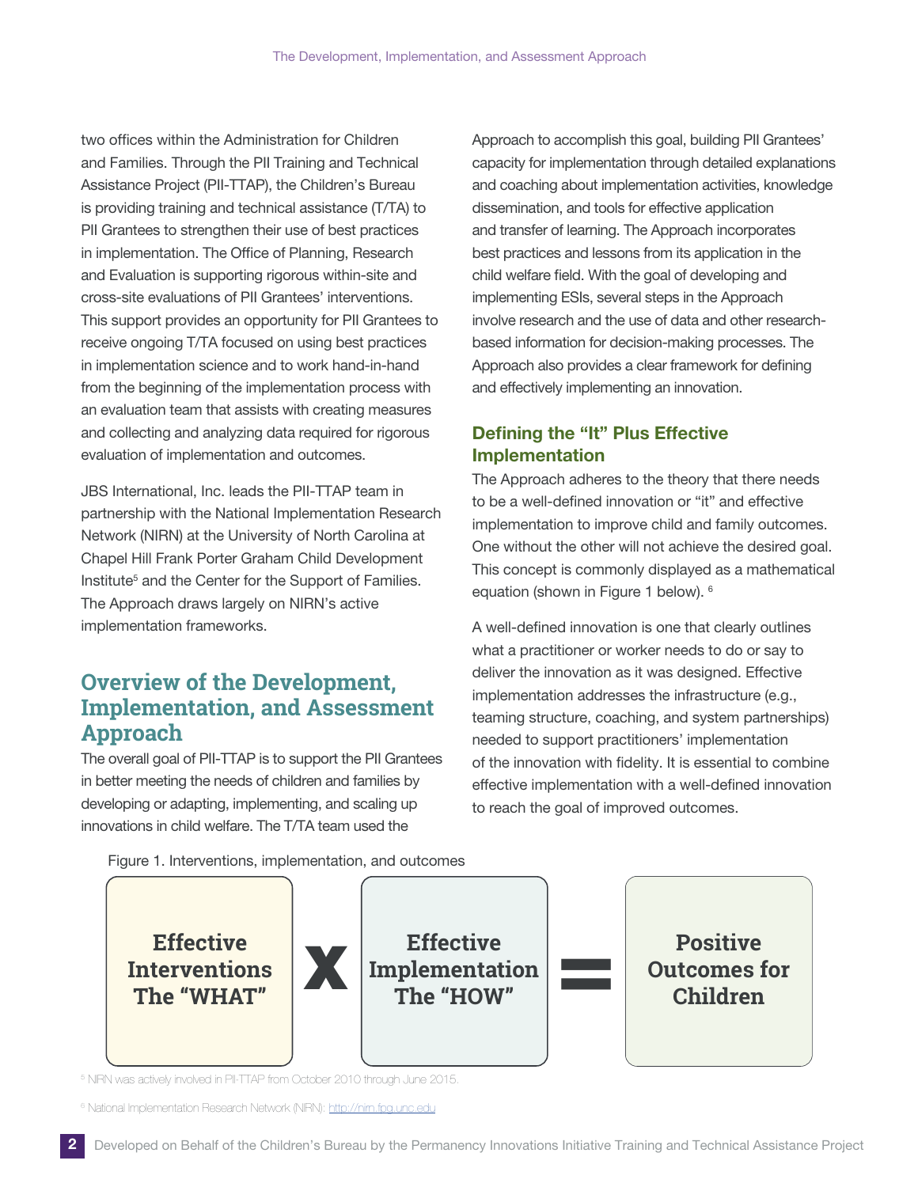two offices within the Administration for Children and Families. Through the PII Training and Technical Assistance Project (PII-TTAP), the Children's Bureau is providing training and technical assistance (T/TA) to PII Grantees to strengthen their use of best practices in implementation. The Office of Planning, Research and Evaluation is supporting rigorous within-site and cross-site evaluations of PII Grantees' interventions. This support provides an opportunity for PII Grantees to receive ongoing T/TA focused on using best practices in implementation science and to work hand-in-hand from the beginning of the implementation process with an evaluation team that assists with creating measures and collecting and analyzing data required for rigorous evaluation of implementation and outcomes.

JBS International, Inc. leads the PII-TTAP team in partnership with the National Implementation Research Network (NIRN) at the University of North Carolina at Chapel Hill Frank Porter Graham Child Development Institute[5] and the Center for the Support of Families. The Approach draws largely on NIRN's active implementation frameworks.

## Overview of the Development, Implementation, and Assessment Approach

The overall goal of PII-TTAP is to support the PII Grantees in better meeting the needs of children and families by developing or adapting, implementing, and scaling up innovations in child welfare. The T/TA team used the Approach to accomplish this goal, building PII Grantees' capacity for implementation through detailed explanations and coaching about implementation activities, knowledge dissemination, and tools for effective application and transfer of learning. The Approach incorporates best practices and lessons from its application in the child welfare field. With the goal of developing and implementing ESIs, several steps in the Approach involve research and the use of data and other research-based information for decision-making processes. The Approach also provides a clear framework for defining and effectively implementing an innovation.

### Defining the "It" Plus Effective Implementation

The Approach adheres to the theory that there needs to be a well-defined innovation or "it" and effective implementation to improve child and family outcomes. One without the other will not achieve the desired goal. This concept is commonly displayed as a mathematical equation (shown in Figure 1 below).[6]

A well-defined innovation is one that clearly outlines what a practitioner or worker needs to do or say to deliver the innovation as it was designed. Effective implementation addresses the infrastructure (e.g., teaming structure, coaching, and system partnerships) needed to support practitioners' implementation of the innovation with fidelity. It is essential to combine effective implementation with a well-defined innovation to reach the goal of improved outcomes.

Figure 1. Interventions, implementation, and outcomes

| Effective Interventions The "WHAT" | X | Effective Implementation The "HOW" | = | Positive Outcomes for Children |
|---|---|---|---|---|

[5] NIRN was actively involved in PII-TTAP from October 2010 through June 2015.

[6] National Implementation Research Network (NIRN): http://nirn.fpg.unc.edu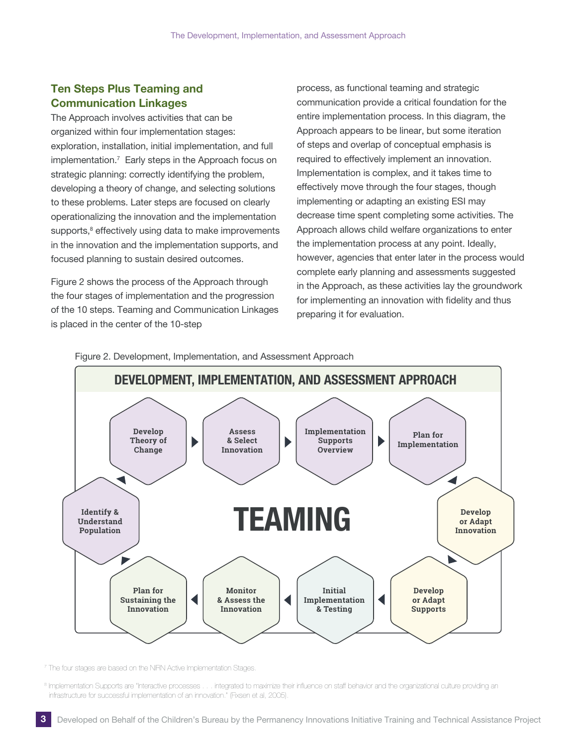## Ten Steps Plus Teaming and Communication Linkages

The Approach involves activities that can be organized within four implementation stages: exploration, installation, initial implementation, and full implementation.[7] Early steps in the Approach focus on strategic planning: correctly identifying the problem, developing a theory of change, and selecting solutions to these problems. Later steps are focused on clearly operationalizing the innovation and the implementation supports,[8] effectively using data to make improvements in the innovation and the implementation supports, and focused planning to sustain desired outcomes.

Figure 2 shows the process of the Approach through the four stages of implementation and the progression of the 10 steps. Teaming and Communication Linkages is placed in the center of the 10-step process, as functional teaming and strategic communication provide a critical foundation for the entire implementation process. In this diagram, the Approach appears to be linear, but some iteration of steps and overlap of conceptual emphasis is required to effectively implement an innovation. Implementation is complex, and it takes time to effectively move through the four stages, though implementing or adapting an existing ESI may decrease time spent completing some activities. The Approach allows child welfare organizations to enter the implementation process at any point. Ideally, however, agencies that enter later in the process would complete early planning and assessments suggested in the Approach, as these activities lay the groundwork for implementing an innovation with fidelity and thus preparing it for evaluation.

Figure 2. Development, Implementation, and Assessment Approach

**DEVELOPMENT, IMPLEMENTATION, AND ASSESSMENT APPROACH**

- Identify & Understand Population
- Develop Theory of Change
- Assess & Select Innovation
- Implementation Supports Overview
- Plan for Implementation
- Develop or Adapt Innovation
- Develop or Adapt Supports
- Initial Implementation & Testing
- Monitor & Assess the Innovation
- Plan for Sustaining the Innovation

**TEAMING**

[7] The four stages are based on the NIRN Active Implementation Stages.

[8] Implementation Supports are "interactive processes . . . integrated to maximize their influence on staff behavior and the organizational culture providing an infrastructure for successful implementation of an innovation." (Fixsen et al, 2005).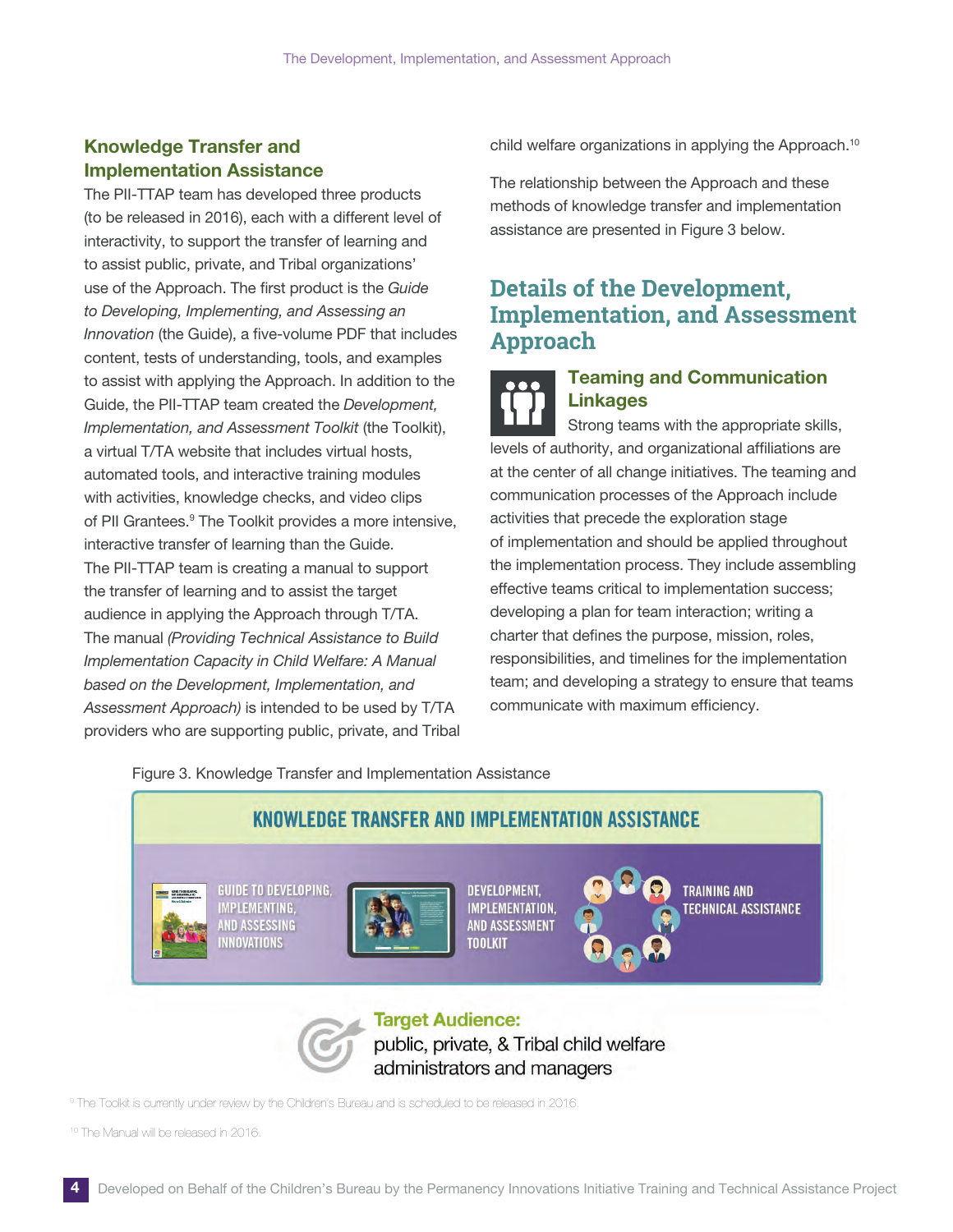### Knowledge Transfer and Implementation Assistance

The PII-TTAP team has developed three products (to be released in 2016), each with a different level of interactivity, to support the transfer of learning and to assist public, private, and Tribal organizations' use of the Approach. The first product is the *Guide to Developing, Implementing, and Assessing an Innovation* (the Guide), a five-volume PDF that includes content, tests of understanding, tools, and examples to assist with applying the Approach. In addition to the Guide, the PII-TTAP team created the *Development, Implementation, and Assessment Toolkit* (the Toolkit), a virtual T/TA website that includes virtual hosts, automated tools, and interactive training modules with activities, knowledge checks, and video clips of PII Grantees.[9] The Toolkit provides a more intensive, interactive transfer of learning than the Guide. The PII-TTAP team is creating a manual to support the transfer of learning and to assist the target audience in applying the Approach through T/TA. The manual *(Providing Technical Assistance to Build Implementation Capacity in Child Welfare: A Manual based on the Development, Implementation, and Assessment Approach)* is intended to be used by T/TA providers who are supporting public, private, and Tribal child welfare organizations in applying the Approach.[10]

The relationship between the Approach and these methods of knowledge transfer and implementation assistance are presented in Figure 3 below.

## Details of the Development, Implementation, and Assessment Approach

### Teaming and Communication Linkages

Strong teams with the appropriate skills, levels of authority, and organizational affiliations are at the center of all change initiatives. The teaming and communication processes of the Approach include activities that precede the exploration stage of implementation and should be applied throughout the implementation process. They include assembling effective teams critical to implementation success; developing a plan for team interaction; writing a charter that defines the purpose, mission, roles, responsibilities, and timelines for the implementation team; and developing a strategy to ensure that teams communicate with maximum efficiency.

Figure 3. Knowledge Transfer and Implementation Assistance

**KNOWLEDGE TRANSFER AND IMPLEMENTATION ASSISTANCE**

- GUIDE TO DEVELOPING, IMPLEMENTING, AND ASSESSING INNOVATIONS
- DEVELOPMENT, IMPLEMENTATION, AND ASSESSMENT TOOLKIT
- TRAINING AND TECHNICAL ASSISTANCE

**Target Audience:** public, private, & Tribal child welfare administrators and managers

[9] The Toolkit is currently under review by the Children's Bureau and is scheduled to be released in 2016.

[10] The Manual will be released in 2016.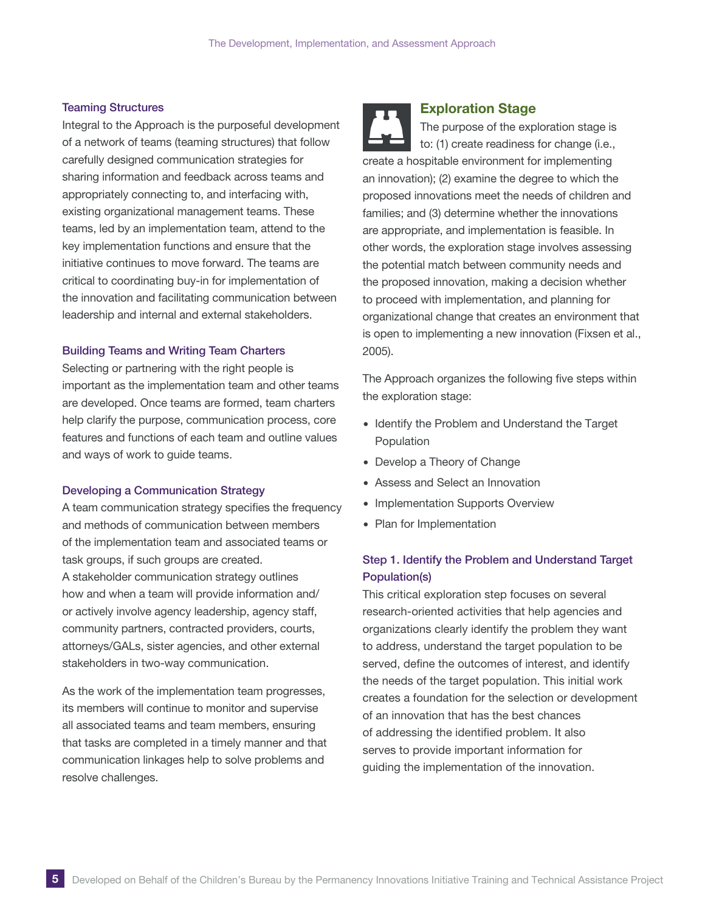### Teaming Structures

Integral to the Approach is the purposeful development of a network of teams (teaming structures) that follow carefully designed communication strategies for sharing information and feedback across teams and appropriately connecting to, and interfacing with, existing organizational management teams. These teams, led by an implementation team, attend to the key implementation functions and ensure that the initiative continues to move forward. The teams are critical to coordinating buy-in for implementation of the innovation and facilitating communication between leadership and internal and external stakeholders.

### Building Teams and Writing Team Charters

Selecting or partnering with the right people is important as the implementation team and other teams are developed. Once teams are formed, team charters help clarify the purpose, communication process, core features and functions of each team and outline values and ways of work to guide teams.

### Developing a Communication Strategy

A team communication strategy specifies the frequency and methods of communication between members of the implementation team and associated teams or task groups, if such groups are created. A stakeholder communication strategy outlines how and when a team will provide information and/or actively involve agency leadership, agency staff, community partners, contracted providers, courts, attorneys/GALs, sister agencies, and other external stakeholders in two-way communication.

As the work of the implementation team progresses, its members will continue to monitor and supervise all associated teams and team members, ensuring that tasks are completed in a timely manner and that communication linkages help to solve problems and resolve challenges.

## Exploration Stage

The purpose of the exploration stage is to: (1) create readiness for change (i.e., create a hospitable environment for implementing an innovation); (2) examine the degree to which the proposed innovations meet the needs of children and families; and (3) determine whether the innovations are appropriate, and implementation is feasible. In other words, the exploration stage involves assessing the potential match between community needs and the proposed innovation, making a decision whether to proceed with implementation, and planning for organizational change that creates an environment that is open to implementing a new innovation (Fixsen et al., 2005).

The Approach organizes the following five steps within the exploration stage:

- Identify the Problem and Understand the Target Population
- Develop a Theory of Change
- Assess and Select an Innovation
- Implementation Supports Overview
- Plan for Implementation

### Step 1. Identify the Problem and Understand Target Population(s)

This critical exploration step focuses on several research-oriented activities that help agencies and organizations clearly identify the problem they want to address, understand the target population to be served, define the outcomes of interest, and identify the needs of the target population. This initial work creates a foundation for the selection or development of an innovation that has the best chances of addressing the identified problem. It also serves to provide important information for guiding the implementation of the innovation.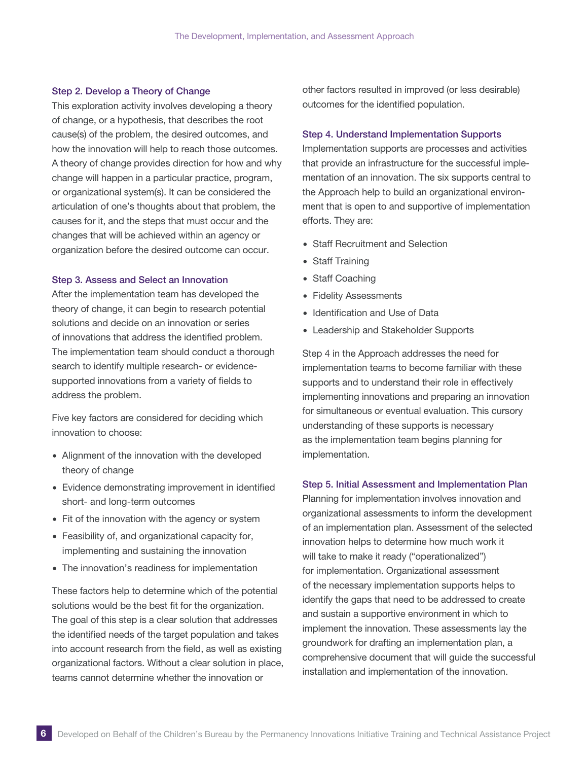### Step 2. Develop a Theory of Change

This exploration activity involves developing a theory of change, or a hypothesis, that describes the root cause(s) of the problem, the desired outcomes, and how the innovation will help to reach those outcomes. A theory of change provides direction for how and why change will happen in a particular practice, program, or organizational system(s). It can be considered the articulation of one's thoughts about that problem, the causes for it, and the steps that must occur and the changes that will be achieved within an agency or organization before the desired outcome can occur.

### Step 3. Assess and Select an Innovation

After the implementation team has developed the theory of change, it can begin to research potential solutions and decide on an innovation or series of innovations that address the identified problem. The implementation team should conduct a thorough search to identify multiple research- or evidence-supported innovations from a variety of fields to address the problem.

Five key factors are considered for deciding which innovation to choose:

- Alignment of the innovation with the developed theory of change
- Evidence demonstrating improvement in identified short- and long-term outcomes
- Fit of the innovation with the agency or system
- Feasibility of, and organizational capacity for, implementing and sustaining the innovation
- The innovation's readiness for implementation

These factors help to determine which of the potential solutions would be the best fit for the organization. The goal of this step is a clear solution that addresses the identified needs of the target population and takes into account research from the field, as well as existing organizational factors. Without a clear solution in place, teams cannot determine whether the innovation or other factors resulted in improved (or less desirable) outcomes for the identified population.

### Step 4. Understand Implementation Supports

Implementation supports are processes and activities that provide an infrastructure for the successful implementation of an innovation. The six supports central to the Approach help to build an organizational environment that is open to and supportive of implementation efforts. They are:

- Staff Recruitment and Selection
- Staff Training
- Staff Coaching
- Fidelity Assessments
- Identification and Use of Data
- Leadership and Stakeholder Supports

Step 4 in the Approach addresses the need for implementation teams to become familiar with these supports and to understand their role in effectively implementing innovations and preparing an innovation for simultaneous or eventual evaluation. This cursory understanding of these supports is necessary as the implementation team begins planning for implementation.

### Step 5. Initial Assessment and Implementation Plan

Planning for implementation involves innovation and organizational assessments to inform the development of an implementation plan. Assessment of the selected innovation helps to determine how much work it will take to make it ready ("operationalized") for implementation. Organizational assessment of the necessary implementation supports helps to identify the gaps that need to be addressed to create and sustain a supportive environment in which to implement the innovation. These assessments lay the groundwork for drafting an implementation plan, a comprehensive document that will guide the successful installation and implementation of the innovation.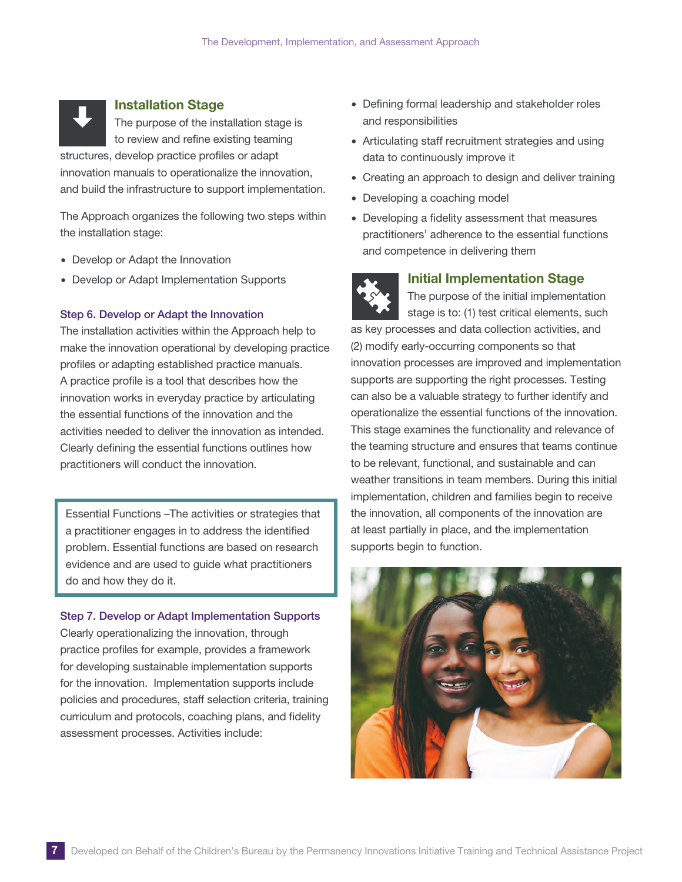## Installation Stage

The purpose of the installation stage is to review and refine existing teaming structures, develop practice profiles or adapt innovation manuals to operationalize the innovation, and build the infrastructure to support implementation.

The Approach organizes the following two steps within the installation stage:

- Develop or Adapt the Innovation
- Develop or Adapt Implementation Supports

### Step 6. Develop or Adapt the Innovation

The installation activities within the Approach help to make the innovation operational by developing practice profiles or adapting established practice manuals. A practice profile is a tool that describes how the innovation works in everyday practice by articulating the essential functions of the innovation and the activities needed to deliver the innovation as intended. Clearly defining the essential functions outlines how practitioners will conduct the innovation.

> Essential Functions –The activities or strategies that a practitioner engages in to address the identified problem. Essential functions are based on research evidence and are used to guide what practitioners do and how they do it.

### Step 7. Develop or Adapt Implementation Supports

Clearly operationalizing the innovation, through practice profiles for example, provides a framework for developing sustainable implementation supports for the innovation. Implementation supports include policies and procedures, staff selection criteria, training curriculum and protocols, coaching plans, and fidelity assessment processes. Activities include:

- Defining formal leadership and stakeholder roles and responsibilities
- Articulating staff recruitment strategies and using data to continuously improve it
- Creating an approach to design and deliver training
- Developing a coaching model
- Developing a fidelity assessment that measures practitioners' adherence to the essential functions and competence in delivering them

## Initial Implementation Stage

The purpose of the initial implementation stage is to: (1) test critical elements, such as key processes and data collection activities, and (2) modify early-occurring components so that innovation processes are improved and implementation supports are supporting the right processes. Testing can also be a valuable strategy to further identify and operationalize the essential functions of the innovation. This stage examines the functionality and relevance of the teaming structure and ensures that teams continue to be relevant, functional, and sustainable and can weather transitions in team members. During this initial implementation, children and families begin to receive the innovation, all components of the innovation are at least partially in place, and the implementation supports begin to function.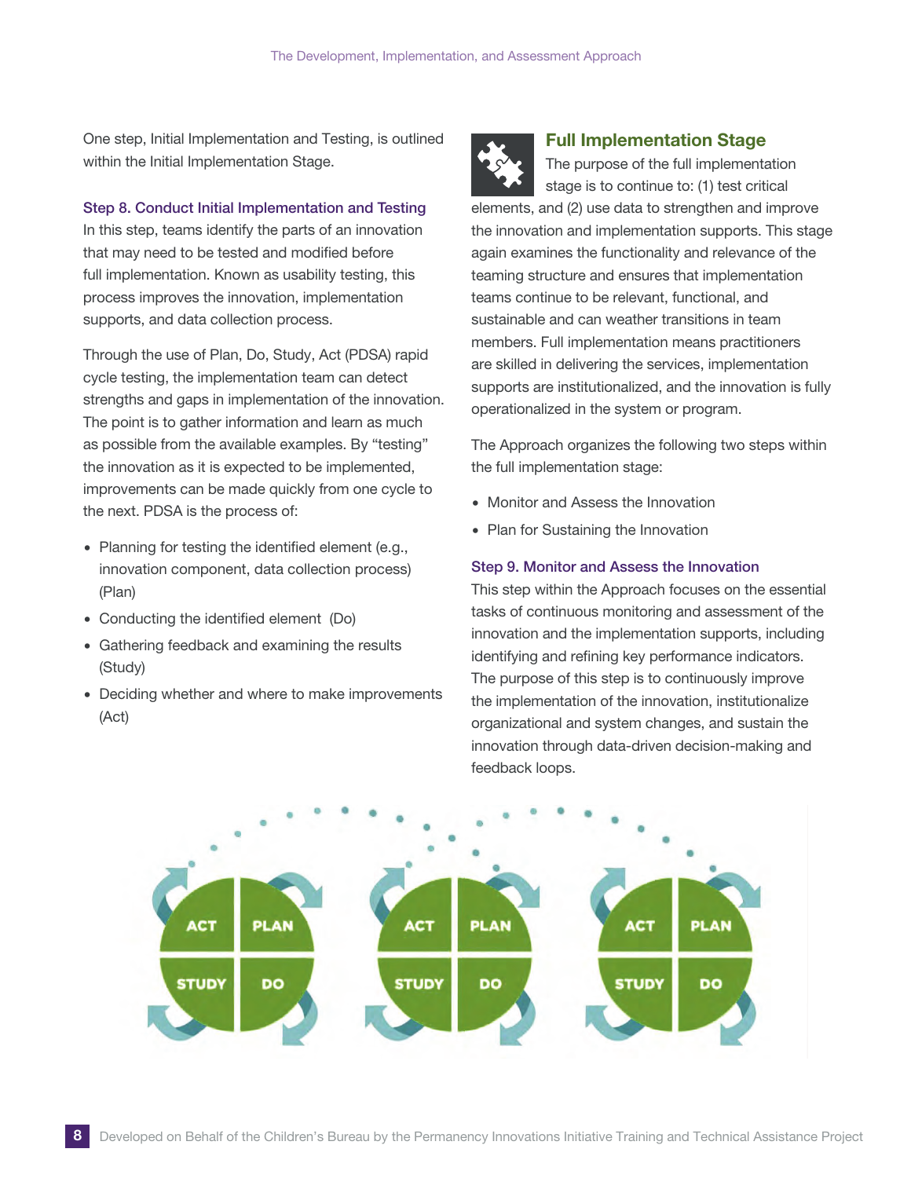One step, Initial Implementation and Testing, is outlined within the Initial Implementation Stage.

### Step 8. Conduct Initial Implementation and Testing

In this step, teams identify the parts of an innovation that may need to be tested and modified before full implementation. Known as usability testing, this process improves the innovation, implementation supports, and data collection process.

Through the use of Plan, Do, Study, Act (PDSA) rapid cycle testing, the implementation team can detect strengths and gaps in implementation of the innovation. The point is to gather information and learn as much as possible from the available examples. By "testing" the innovation as it is expected to be implemented, improvements can be made quickly from one cycle to the next. PDSA is the process of:

- Planning for testing the identified element (e.g., innovation component, data collection process) (Plan)
- Conducting the identified element (Do)
- Gathering feedback and examining the results (Study)
- Deciding whether and where to make improvements (Act)

## Full Implementation Stage

The purpose of the full implementation stage is to continue to: (1) test critical elements, and (2) use data to strengthen and improve the innovation and implementation supports. This stage again examines the functionality and relevance of the teaming structure and ensures that implementation teams continue to be relevant, functional, and sustainable and can weather transitions in team members. Full implementation means practitioners are skilled in delivering the services, implementation supports are institutionalized, and the innovation is fully operationalized in the system or program.

The Approach organizes the following two steps within the full implementation stage:

- Monitor and Assess the Innovation
- Plan for Sustaining the Innovation

### Step 9. Monitor and Assess the Innovation

This step within the Approach focuses on the essential tasks of continuous monitoring and assessment of the innovation and the implementation supports, including identifying and refining key performance indicators. The purpose of this step is to continuously improve the implementation of the innovation, institutionalize organizational and system changes, and sustain the innovation through data-driven decision-making and feedback loops.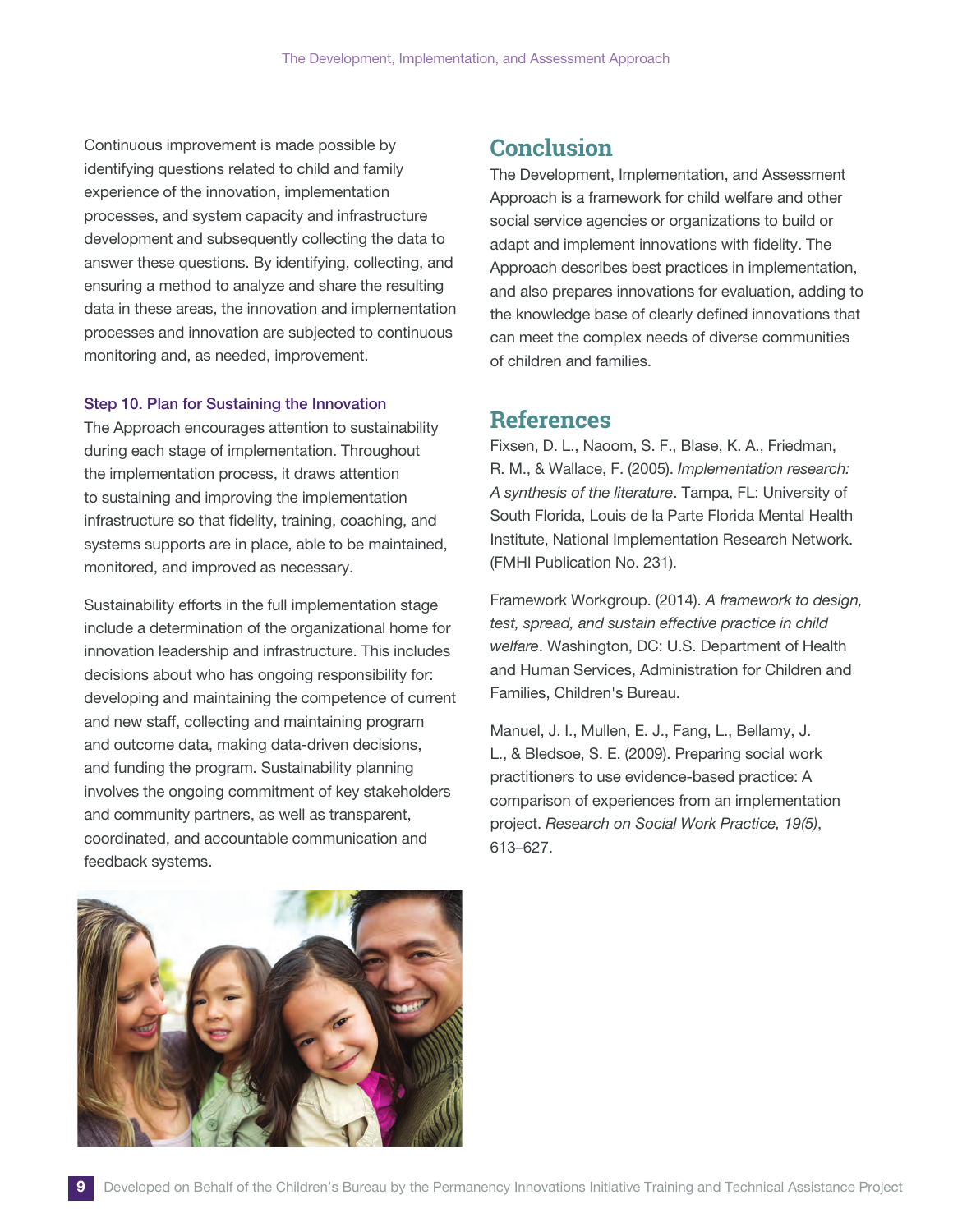Continuous improvement is made possible by identifying questions related to child and family experience of the innovation, implementation processes, and system capacity and infrastructure development and subsequently collecting the data to answer these questions. By identifying, collecting, and ensuring a method to analyze and share the resulting data in these areas, the innovation and implementation processes and innovation are subjected to continuous monitoring and, as needed, improvement.

### Step 10. Plan for Sustaining the Innovation

The Approach encourages attention to sustainability during each stage of implementation. Throughout the implementation process, it draws attention to sustaining and improving the implementation infrastructure so that fidelity, training, coaching, and systems supports are in place, able to be maintained, monitored, and improved as necessary.

Sustainability efforts in the full implementation stage include a determination of the organizational home for innovation leadership and infrastructure. This includes decisions about who has ongoing responsibility for: developing and maintaining the competence of current and new staff, collecting and maintaining program and outcome data, making data-driven decisions, and funding the program. Sustainability planning involves the ongoing commitment of key stakeholders and community partners, as well as transparent, coordinated, and accountable communication and feedback systems.

## Conclusion

The Development, Implementation, and Assessment Approach is a framework for child welfare and other social service agencies or organizations to build or adapt and implement innovations with fidelity. The Approach describes best practices in implementation, and also prepares innovations for evaluation, adding to the knowledge base of clearly defined innovations that can meet the complex needs of diverse communities of children and families.

## References

Fixsen, D. L., Naoom, S. F., Blase, K. A., Friedman, R. M., & Wallace, F. (2005). *Implementation research: A synthesis of the literature*. Tampa, FL: University of South Florida, Louis de la Parte Florida Mental Health Institute, National Implementation Research Network. (FMHI Publication No. 231).

Framework Workgroup. (2014). *A framework to design, test, spread, and sustain effective practice in child welfare*. Washington, DC: U.S. Department of Health and Human Services, Administration for Children and Families, Children's Bureau.

Manuel, J. I., Mullen, E. J., Fang, L., Bellamy, J. L., & Bledsoe, S. E. (2009). Preparing social work practitioners to use evidence-based practice: A comparison of experiences from an implementation project. *Research on Social Work Practice, 19(5)*, 613–627.